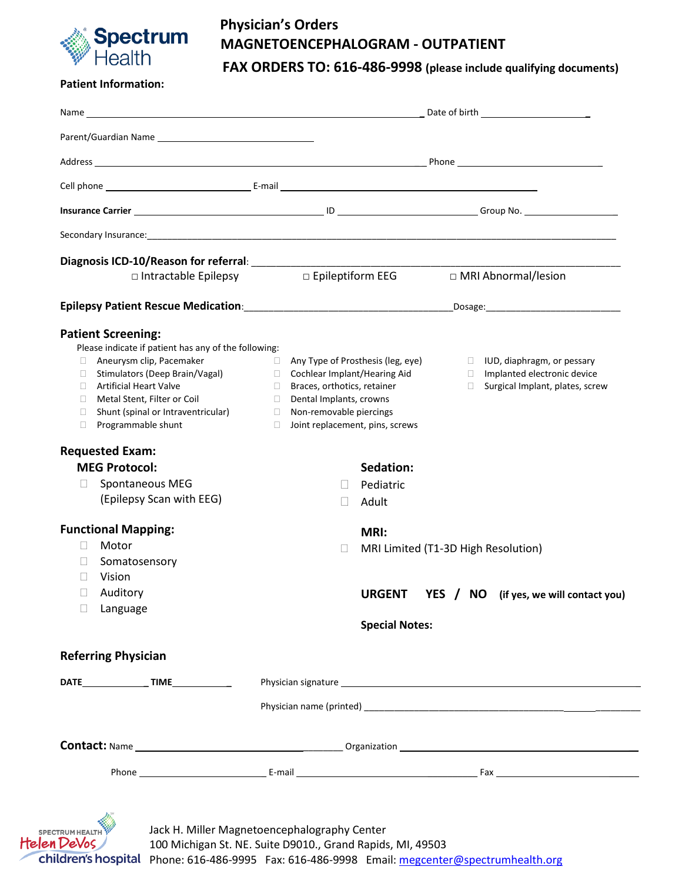Spectrum Health

# Physician's Orders
## MAGNETOENCEPHALOGRAM - OUTPATIENT
## FAX ORDERS TO: 616-486-9998 (please include qualifying documents)

**Patient Information:**

Name _______________________________________________ Date of birth ____________________

Parent/Guardian Name ______________________________

Address _______________________________________________ Phone ____________________________

Cell phone ____________________________ E-mail ______________________________________________

**Insurance Carrier** ____________________________________ ID ___________________________ Group No. __________________

Secondary Insurance: ____________________________________________________________________________________________

**Diagnosis ICD-10/Reason for referral**: ________________________________________________________________

□ Intractable Epilepsy  □ Epileptiform EEG  □ MRI Abnormal/lesion

**Epilepsy Patient Rescue Medication**: ________________________________________ Dosage: ___________________________

## Patient Screening:

Please indicate if patient has any of the following:

- □ Aneurysm clip, Pacemaker
- □ Stimulators (Deep Brain/Vagal)
- □ Artificial Heart Valve
- □ Metal Stent, Filter or Coil
- □ Shunt (spinal or Intraventricular)
- □ Programmable shunt
- □ Any Type of Prosthesis (leg, eye)
- □ Cochlear Implant/Hearing Aid
- □ Braces, orthotics, retainer
- □ Dental Implants, crowns
- □ Non-removable piercings
- □ Joint replacement, pins, screws
- □ IUD, diaphragm, or pessary
- □ Implanted electronic device
- □ Surgical Implant, plates, screw

## Requested Exam:

### MEG Protocol:

- □ Spontaneous MEG (Epilepsy Scan with EEG)

### Sedation:

- □ Pediatric
- □ Adult

### Functional Mapping:

- □ Motor
- □ Somatosensory
- □ Vision
- □ Auditory
- □ Language

### MRI:

- □ MRI Limited (T1-3D High Resolution)

**URGENT YES / NO (if yes, we will contact you)**

**Special Notes:**

## Referring Physician

**DATE**_____________ **TIME**____________

Physician signature ____________________________________________________________________

Physician name (printed) ________________________________________________________________

**Contact:** Name _________________________________ Organization ____________________________________________

Phone _________________________ E-mail ___________________________________ Fax ____________________________

Spectrum Health Helen DeVos children's hospital

Jack H. Miller Magnetoencephalography Center
100 Michigan St. NE. Suite D9010., Grand Rapids, MI, 49503
Phone: 616-486-9995 Fax: 616-486-9998 Email: megcenter@spectrumhealth.org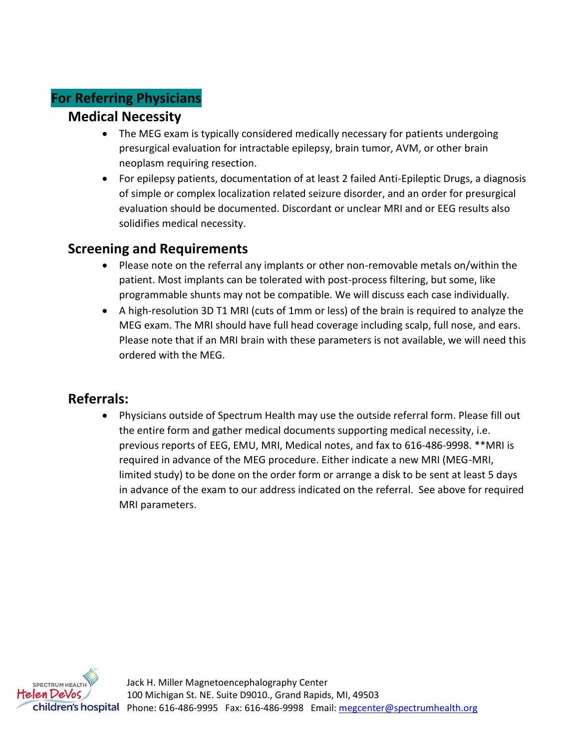## For Referring Physicians

### Medical Necessity

- The MEG exam is typically considered medically necessary for patients undergoing presurgical evaluation for intractable epilepsy, brain tumor, AVM, or other brain neoplasm requiring resection.
- For epilepsy patients, documentation of at least 2 failed Anti-Epileptic Drugs, a diagnosis of simple or complex localization related seizure disorder, and an order for presurgical evaluation should be documented. Discordant or unclear MRI and or EEG results also solidifies medical necessity.

### Screening and Requirements

- Please note on the referral any implants or other non-removable metals on/within the patient. Most implants can be tolerated with post-process filtering, but some, like programmable shunts may not be compatible. We will discuss each case individually.
- A high-resolution 3D T1 MRI (cuts of 1mm or less) of the brain is required to analyze the MEG exam. The MRI should have full head coverage including scalp, full nose, and ears. Please note that if an MRI brain with these parameters is not available, we will need this ordered with the MEG.

### Referrals:

- Physicians outside of Spectrum Health may use the outside referral form. Please fill out the entire form and gather medical documents supporting medical necessity, i.e. previous reports of EEG, EMU, MRI, Medical notes, and fax to 616-486-9998. **MRI is required in advance of the MEG procedure. Either indicate a new MRI (MEG-MRI, limited study) to be done on the order form or arrange a disk to be sent at least 5 days in advance of the exam to our address indicated on the referral. See above for required MRI parameters.

Spectrum Health Helen DeVos children's hospital

Jack H. Miller Magnetoencephalography Center
100 Michigan St. NE. Suite D9010., Grand Rapids, MI, 49503
Phone: 616-486-9995 Fax: 616-486-9998 Email: megcenter@spectrumhealth.org